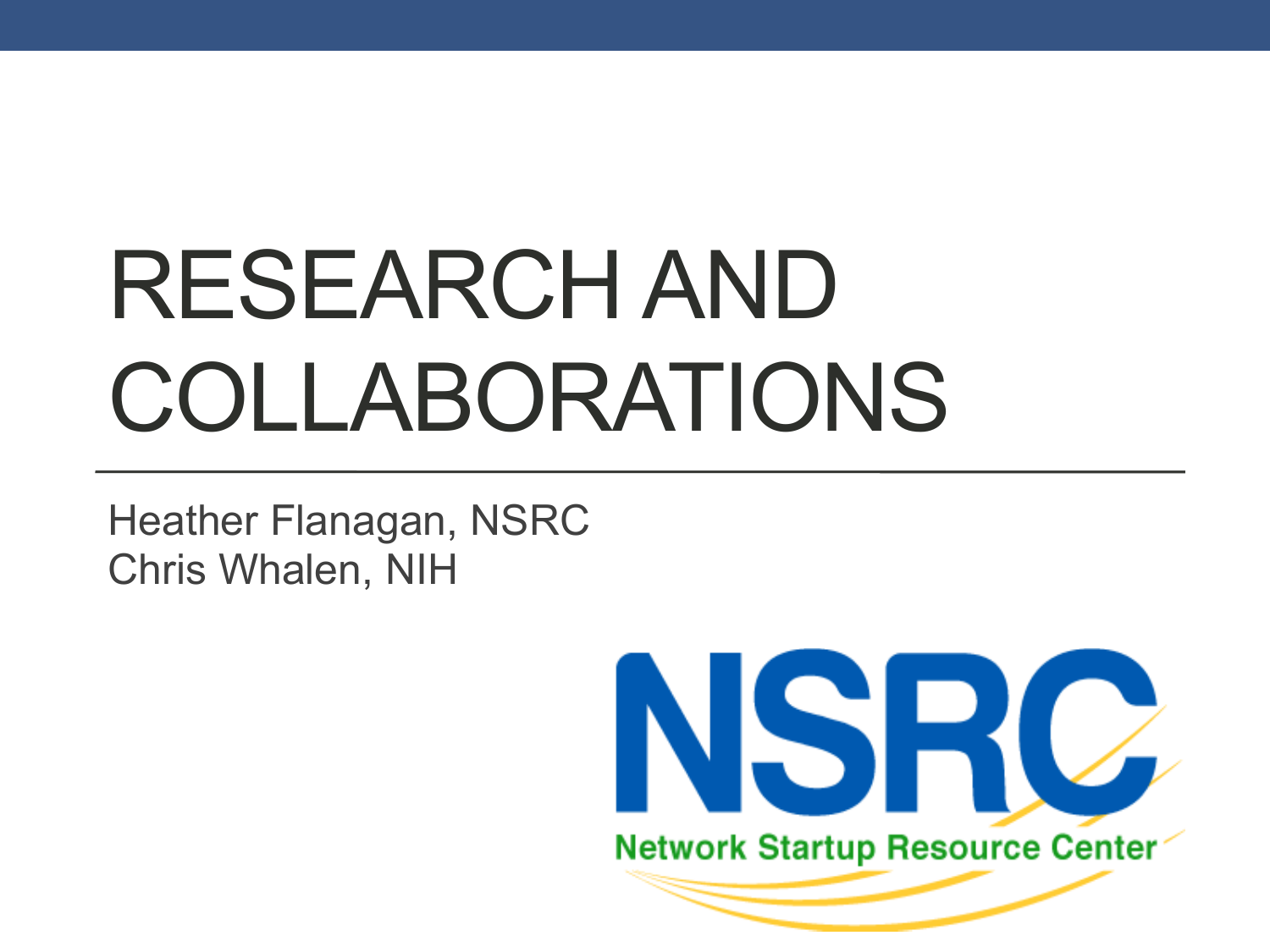# RESEARCH AND COLLABORATIONS

Heather Flanagan, NSRC
Chris Whalen, NIH

NSRC
Network Startup Resource Center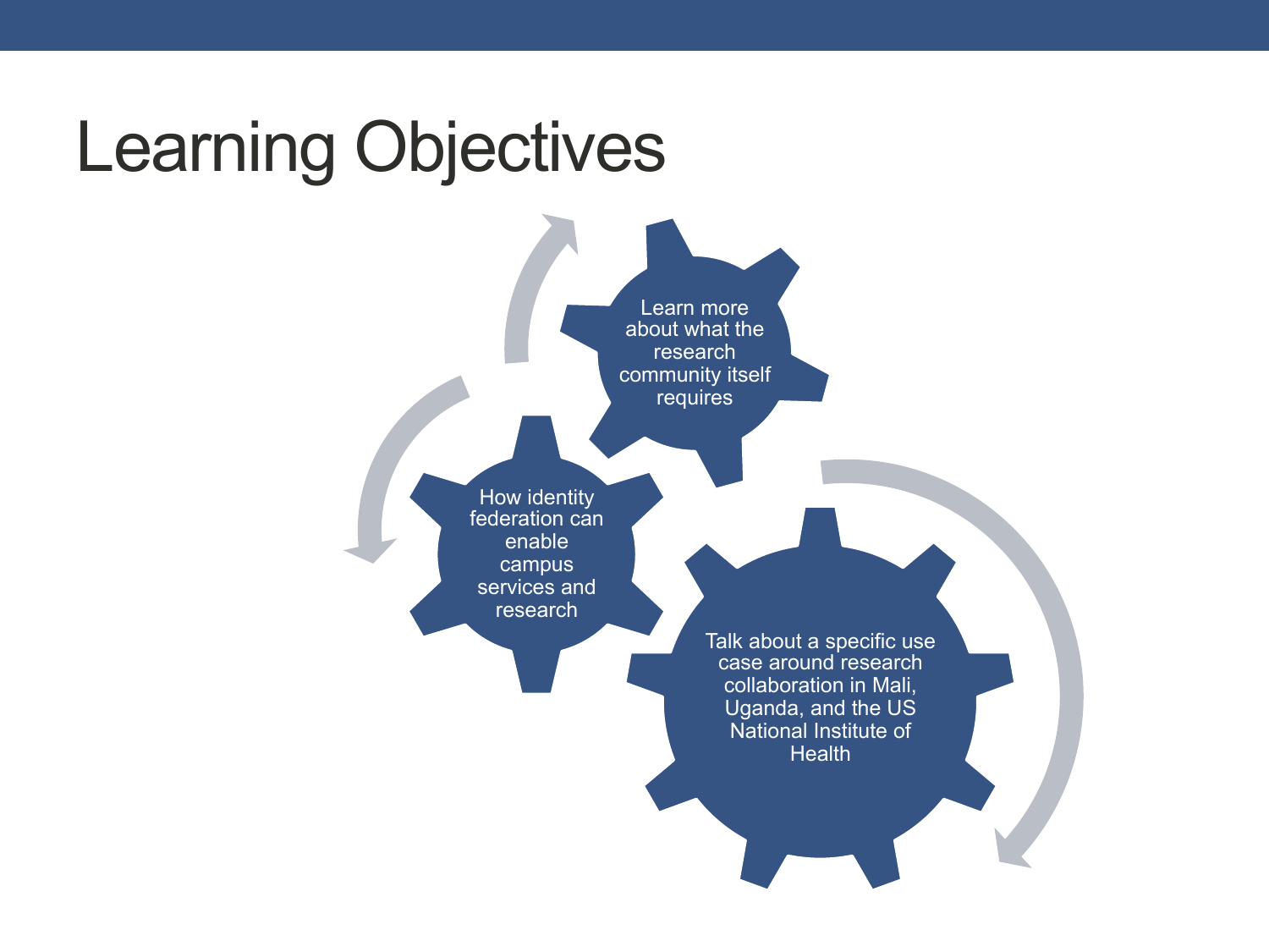# Learning Objectives

- Learn more about what the research community itself requires
- How identity federation can enable campus services and research
- Talk about a specific use case around research collaboration in Mali, Uganda, and the US National Institute of Health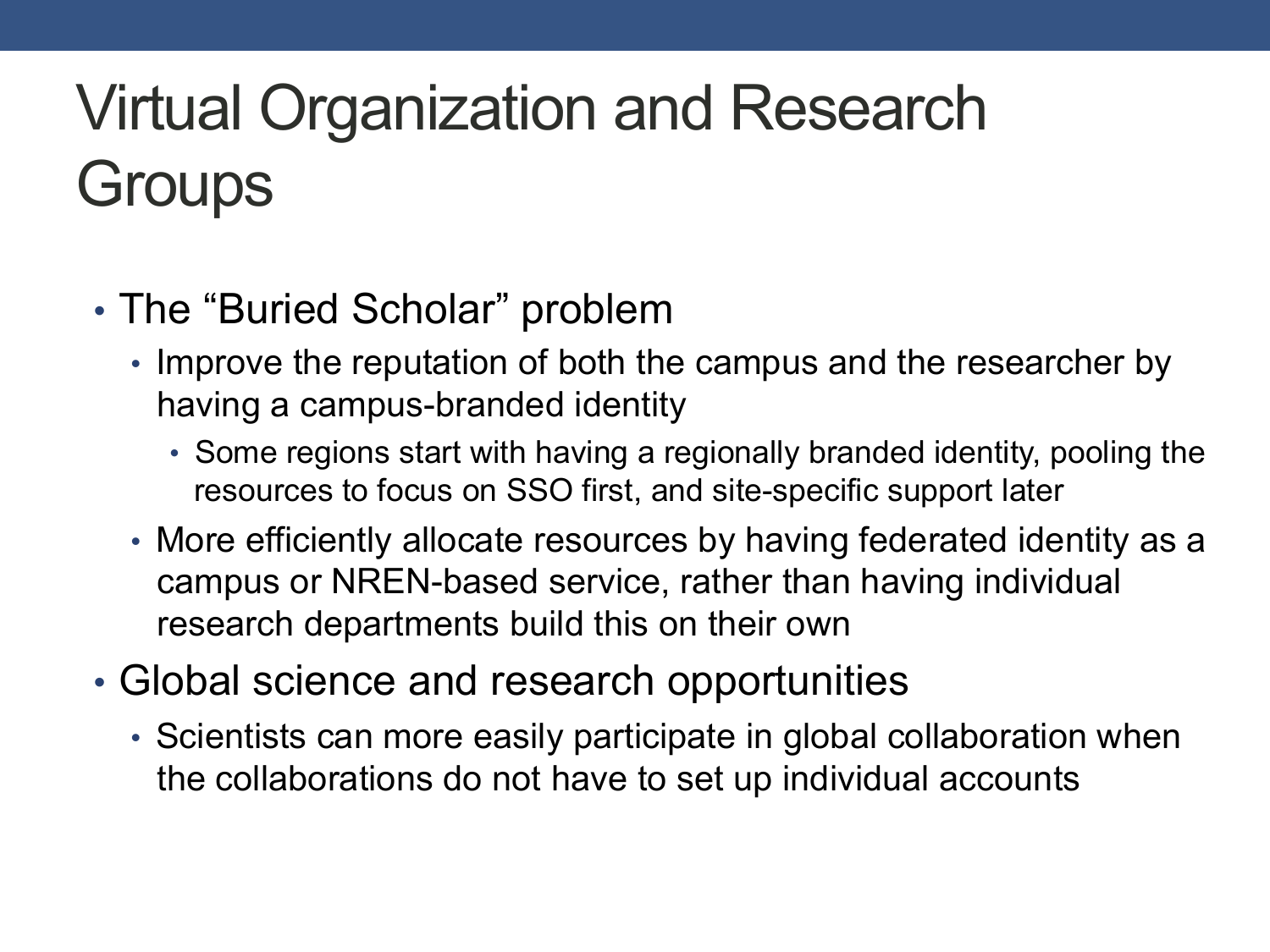# Virtual Organization and Research Groups

- The “Buried Scholar” problem
  - Improve the reputation of both the campus and the researcher by having a campus-branded identity
    - Some regions start with having a regionally branded identity, pooling the resources to focus on SSO first, and site-specific support later
  - More efficiently allocate resources by having federated identity as a campus or NREN-based service, rather than having individual research departments build this on their own
- Global science and research opportunities
  - Scientists can more easily participate in global collaboration when the collaborations do not have to set up individual accounts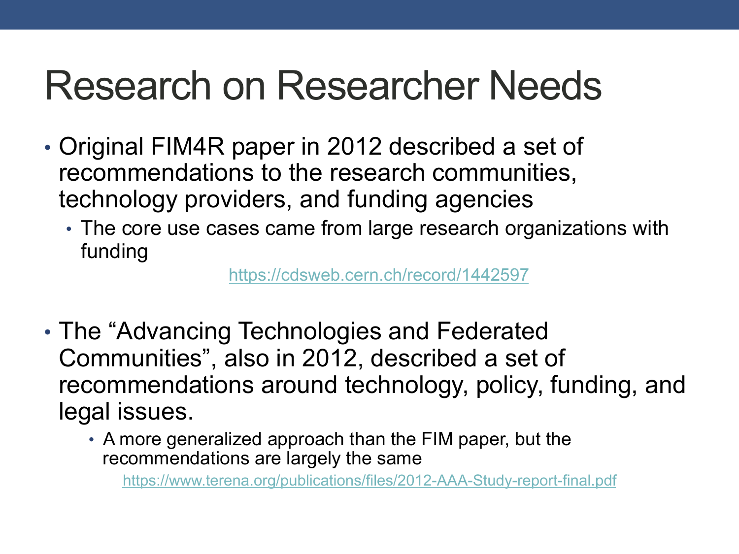# Research on Researcher Needs

- Original FIM4R paper in 2012 described a set of recommendations to the research communities, technology providers, and funding agencies
  - The core use cases came from large research organizations with funding

    https://cdsweb.cern.ch/record/1442597

- The “Advancing Technologies and Federated Communities”, also in 2012, described a set of recommendations around technology, policy, funding, and legal issues.
  - A more generalized approach than the FIM paper, but the recommendations are largely the same

    https://www.terena.org/publications/files/2012-AAA-Study-report-final.pdf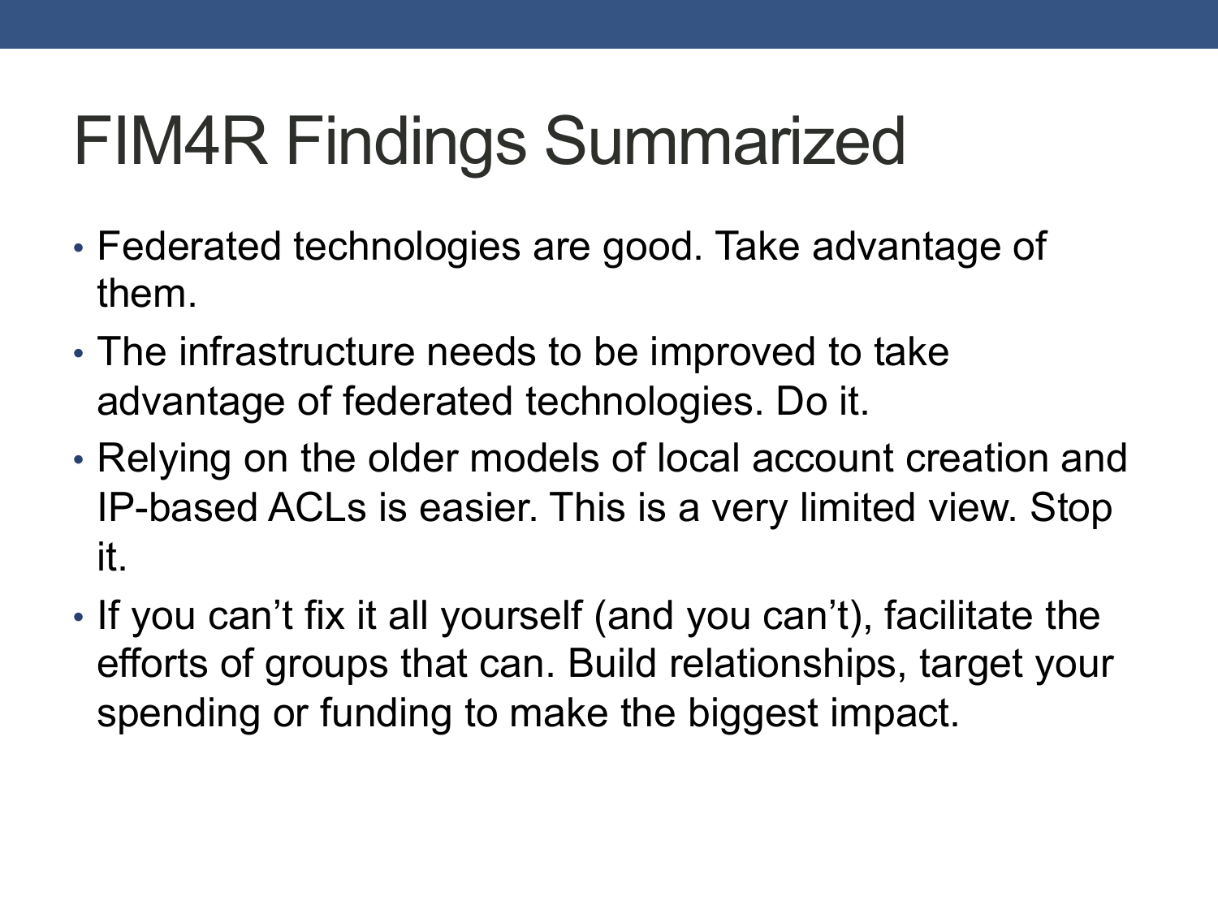# FIM4R Findings Summarized

- Federated technologies are good. Take advantage of them.
- The infrastructure needs to be improved to take advantage of federated technologies. Do it.
- Relying on the older models of local account creation and IP-based ACLs is easier. This is a very limited view. Stop it.
- If you can’t fix it all yourself (and you can’t), facilitate the efforts of groups that can. Build relationships, target your spending or funding to make the biggest impact.